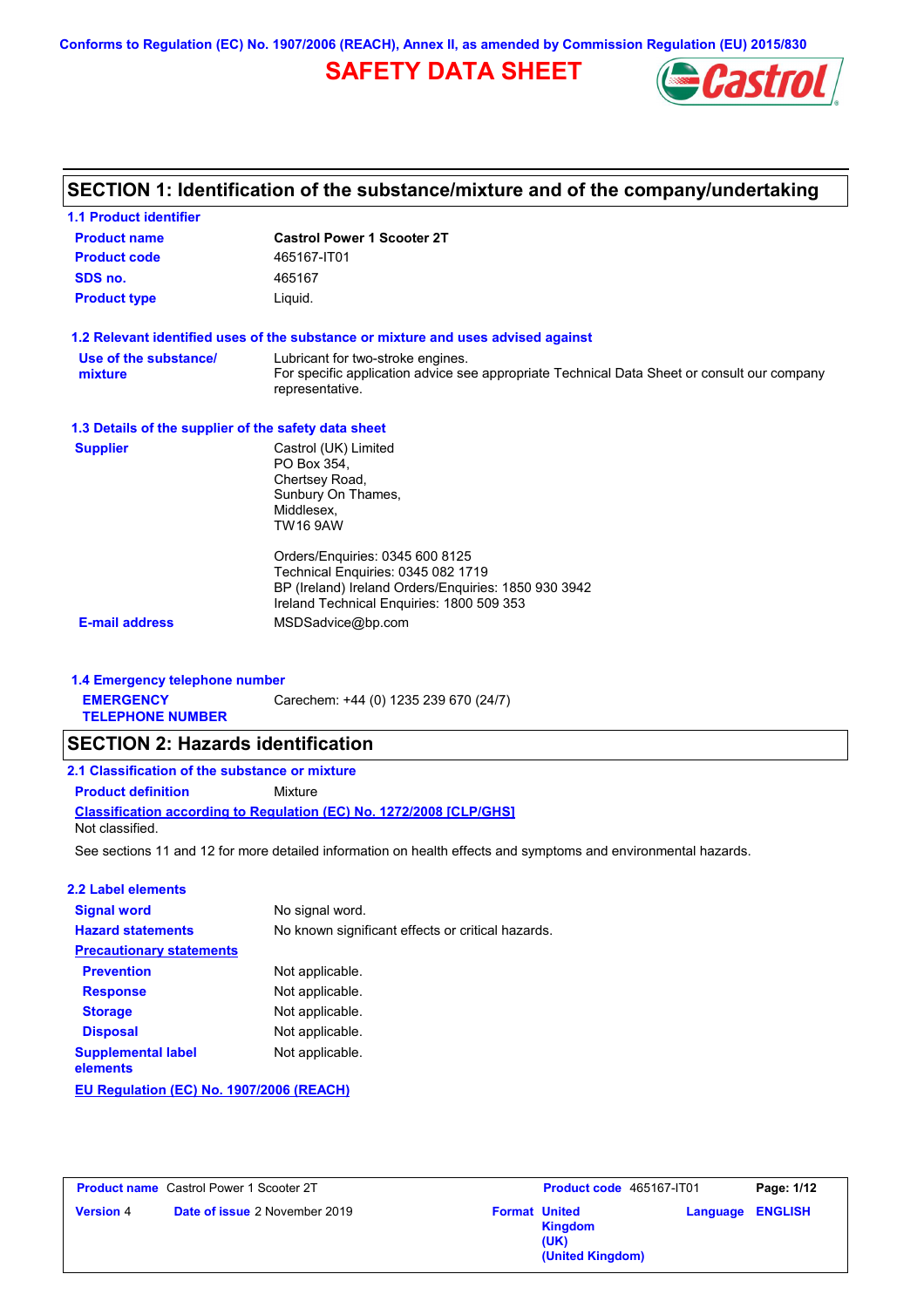Conforms to Regulation (EC) No. 1907/2006 (REACH), Annex II, as amended by Commission Regulation (EU) 2015/830

# SAFETY DATA SHEET

## SECTION 1: Identification of the substance/mixture and of the company/undertaking

### 1.1 Product identifier

| | |
|---|---|
| **Product name** | **Castrol Power 1 Scooter 2T** |
| **Product code** | 465167-IT01 |
| **SDS no.** | 465167 |
| **Product type** | Liquid. |

### 1.2 Relevant identified uses of the substance or mixture and uses advised against

**Use of the substance/ mixture**: Lubricant for two-stroke engines.
For specific application advice see appropriate Technical Data Sheet or consult our company representative.

### 1.3 Details of the supplier of the safety data sheet

**Supplier**

Castrol (UK) Limited
PO Box 354,
Chertsey Road,
Sunbury On Thames,
Middlesex,
TW16 9AW

Orders/Enquiries: 0345 600 8125
Technical Enquiries: 0345 082 1719
BP (Ireland) Ireland Orders/Enquiries: 1850 930 3942
Ireland Technical Enquiries: 1800 509 353

**E-mail address**: MSDSadvice@bp.com

### 1.4 Emergency telephone number

**EMERGENCY TELEPHONE NUMBER**: Carechem: +44 (0) 1235 239 670 (24/7)

## SECTION 2: Hazards identification

### 2.1 Classification of the substance or mixture

**Product definition**: Mixture

**Classification according to Regulation (EC) No. 1272/2008 [CLP/GHS]**

Not classified.

See sections 11 and 12 for more detailed information on health effects and symptoms and environmental hazards.

### 2.2 Label elements

| | |
|---|---|
| **Signal word** | No signal word. |
| **Hazard statements** | No known significant effects or critical hazards. |
| **Precautionary statements** | |
| **Prevention** | Not applicable. |
| **Response** | Not applicable. |
| **Storage** | Not applicable. |
| **Disposal** | Not applicable. |
| **Supplemental label elements** | Not applicable. |

**EU Regulation (EC) No. 1907/2006 (REACH)**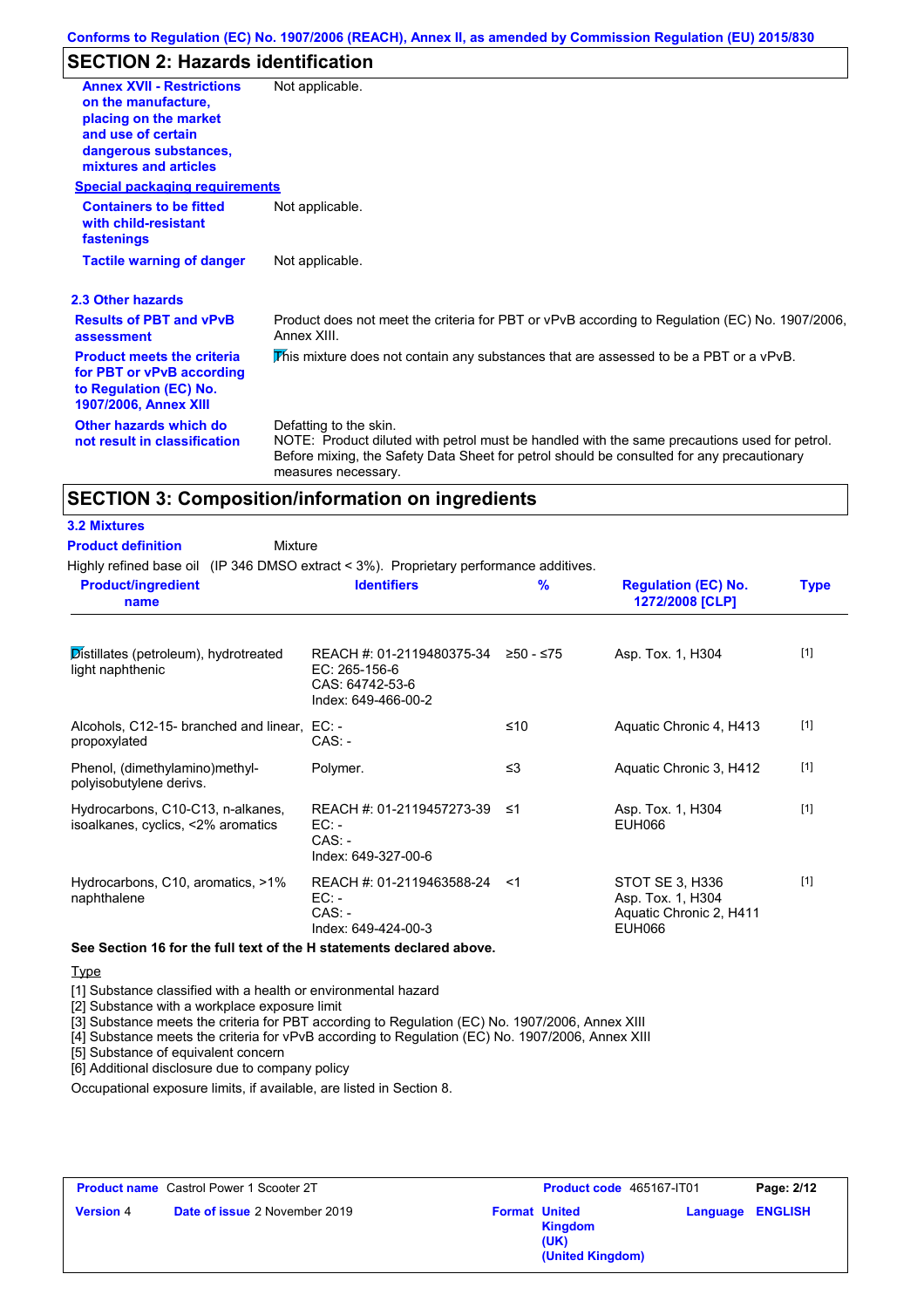## SECTION 2: Hazards identification

| | |
|---|---|
| **Annex XVII - Restrictions on the manufacture, placing on the market and use of certain dangerous substances, mixtures and articles** | Not applicable. |

**Special packaging requirements**

| | |
|---|---|
| **Containers to be fitted with child-resistant fastenings** | Not applicable. |
| **Tactile warning of danger** | Not applicable. |

### 2.3 Other hazards

| | |
|---|---|
| **Results of PBT and vPvB assessment** | Product does not meet the criteria for PBT or vPvB according to Regulation (EC) No. 1907/2006, Annex XIII. |
| **Product meets the criteria for PBT or vPvB according to Regulation (EC) No. 1907/2006, Annex XIII** | This mixture does not contain any substances that are assessed to be a PBT or a vPvB. |
| **Other hazards which do not result in classification** | Defatting to the skin. NOTE: Product diluted with petrol must be handled with the same precautions used for petrol. Before mixing, the Safety Data Sheet for petrol should be consulted for any precautionary measures necessary. |

## SECTION 3: Composition/information on ingredients

### 3.2 Mixtures

**Product definition** Mixture

Highly refined base oil (IP 346 DMSO extract < 3%). Proprietary performance additives.

| Product/ingredient name | Identifiers | % | Regulation (EC) No. 1272/2008 [CLP] | Type |
|---|---|---|---|---|
| Distillates (petroleum), hydrotreated light naphthenic | REACH #: 01-2119480375-34<br>EC: 265-156-6<br>CAS: 64742-53-6<br>Index: 649-466-00-2 | ≥50 - ≤75 | Asp. Tox. 1, H304 | [1] |
| Alcohols, C12-15- branched and linear, propoxylated | EC: -<br>CAS: - | ≤10 | Aquatic Chronic 4, H413 | [1] |
| Phenol, (dimethylamino)methyl-polyisobutylene derivs. | Polymer. | ≤3 | Aquatic Chronic 3, H412 | [1] |
| Hydrocarbons, C10-C13, n-alkanes, isoalkanes, cyclics, <2% aromatics | REACH #: 01-2119457273-39<br>EC: -<br>CAS: -<br>Index: 649-327-00-6 | ≤1 | Asp. Tox. 1, H304<br>EUH066 | [1] |
| Hydrocarbons, C10, aromatics, >1% naphthalene | REACH #: 01-2119463588-24<br>EC: -<br>CAS: -<br>Index: 649-424-00-3 | <1 | STOT SE 3, H336<br>Asp. Tox. 1, H304<br>Aquatic Chronic 2, H411<br>EUH066 | [1] |

**See Section 16 for the full text of the H statements declared above.**

Type

[1] Substance classified with a health or environmental hazard
[2] Substance with a workplace exposure limit
[3] Substance meets the criteria for PBT according to Regulation (EC) No. 1907/2006, Annex XIII
[4] Substance meets the criteria for vPvB according to Regulation (EC) No. 1907/2006, Annex XIII
[5] Substance of equivalent concern
[6] Additional disclosure due to company policy

Occupational exposure limits, if available, are listed in Section 8.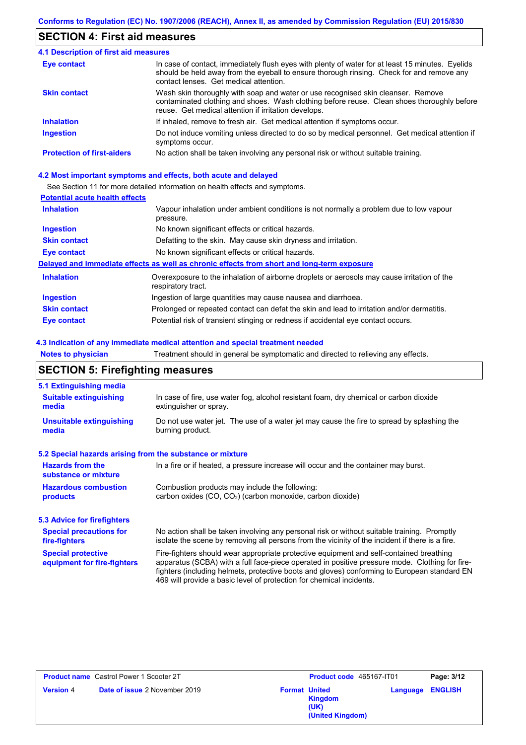## SECTION 4: First aid measures

### 4.1 Description of first aid measures

| | |
|---|---|
| **Eye contact** | In case of contact, immediately flush eyes with plenty of water for at least 15 minutes. Eyelids should be held away from the eyeball to ensure thorough rinsing. Check for and remove any contact lenses. Get medical attention. |
| **Skin contact** | Wash skin thoroughly with soap and water or use recognised skin cleanser. Remove contaminated clothing and shoes. Wash clothing before reuse. Clean shoes thoroughly before reuse. Get medical attention if irritation develops. |
| **Inhalation** | If inhaled, remove to fresh air. Get medical attention if symptoms occur. |
| **Ingestion** | Do not induce vomiting unless directed to do so by medical personnel. Get medical attention if symptoms occur. |
| **Protection of first-aiders** | No action shall be taken involving any personal risk or without suitable training. |

### 4.2 Most important symptoms and effects, both acute and delayed

See Section 11 for more detailed information on health effects and symptoms.

**Potential acute health effects**

| | |
|---|---|
| **Inhalation** | Vapour inhalation under ambient conditions is not normally a problem due to low vapour pressure. |
| **Ingestion** | No known significant effects or critical hazards. |
| **Skin contact** | Defatting to the skin. May cause skin dryness and irritation. |
| **Eye contact** | No known significant effects or critical hazards. |

**Delayed and immediate effects as well as chronic effects from short and long-term exposure**

| | |
|---|---|
| **Inhalation** | Overexposure to the inhalation of airborne droplets or aerosols may cause irritation of the respiratory tract. |
| **Ingestion** | Ingestion of large quantities may cause nausea and diarrhoea. |
| **Skin contact** | Prolonged or repeated contact can defat the skin and lead to irritation and/or dermatitis. |
| **Eye contact** | Potential risk of transient stinging or redness if accidental eye contact occurs. |

### 4.3 Indication of any immediate medical attention and special treatment needed

| | |
|---|---|
| **Notes to physician** | Treatment should in general be symptomatic and directed to relieving any effects. |

## SECTION 5: Firefighting measures

### 5.1 Extinguishing media

| | |
|---|---|
| **Suitable extinguishing media** | In case of fire, use water fog, alcohol resistant foam, dry chemical or carbon dioxide extinguisher or spray. |
| **Unsuitable extinguishing media** | Do not use water jet. The use of a water jet may cause the fire to spread by splashing the burning product. |

### 5.2 Special hazards arising from the substance or mixture

| | |
|---|---|
| **Hazards from the substance or mixture** | In a fire or if heated, a pressure increase will occur and the container may burst. |
| **Hazardous combustion products** | Combustion products may include the following: carbon oxides (CO, $CO_2$) (carbon monoxide, carbon dioxide) |

### 5.3 Advice for firefighters

| | |
|---|---|
| **Special precautions for fire-fighters** | No action shall be taken involving any personal risk or without suitable training. Promptly isolate the scene by removing all persons from the vicinity of the incident if there is a fire. |
| **Special protective equipment for fire-fighters** | Fire-fighters should wear appropriate protective equipment and self-contained breathing apparatus (SCBA) with a full face-piece operated in positive pressure mode. Clothing for fire-fighters (including helmets, protective boots and gloves) conforming to European standard EN 469 will provide a basic level of protection for chemical incidents. |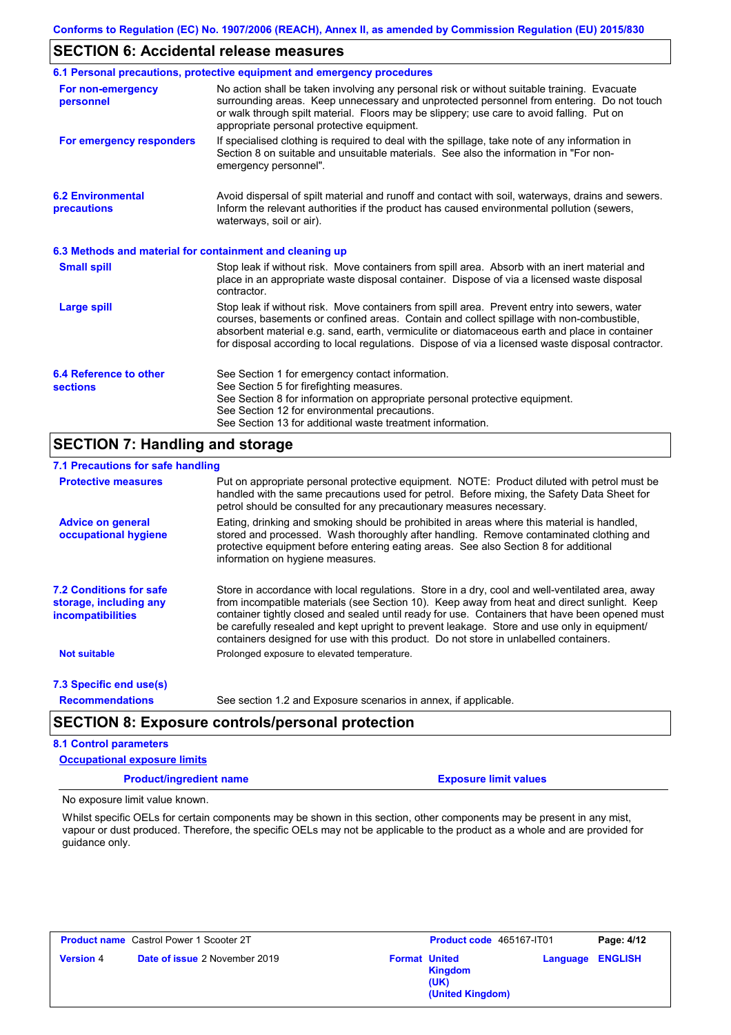## SECTION 6: Accidental release measures

### 6.1 Personal precautions, protective equipment and emergency procedures

**For non-emergency personnel**

No action shall be taken involving any personal risk or without suitable training. Evacuate surrounding areas. Keep unnecessary and unprotected personnel from entering. Do not touch or walk through spilt material. Floors may be slippery; use care to avoid falling. Put on appropriate personal protective equipment.

**For emergency responders**

If specialised clothing is required to deal with the spillage, take note of any information in Section 8 on suitable and unsuitable materials. See also the information in "For non-emergency personnel".

### 6.2 Environmental precautions

Avoid dispersal of spilt material and runoff and contact with soil, waterways, drains and sewers. Inform the relevant authorities if the product has caused environmental pollution (sewers, waterways, soil or air).

### 6.3 Methods and material for containment and cleaning up

**Small spill**

Stop leak if without risk. Move containers from spill area. Absorb with an inert material and place in an appropriate waste disposal container. Dispose of via a licensed waste disposal contractor.

**Large spill**

Stop leak if without risk. Move containers from spill area. Prevent entry into sewers, water courses, basements or confined areas. Contain and collect spillage with non-combustible, absorbent material e.g. sand, earth, vermiculite or diatomaceous earth and place in container for disposal according to local regulations. Dispose of via a licensed waste disposal contractor.

### 6.4 Reference to other sections

See Section 1 for emergency contact information.
See Section 5 for firefighting measures.
See Section 8 for information on appropriate personal protective equipment.
See Section 12 for environmental precautions.
See Section 13 for additional waste treatment information.

## SECTION 7: Handling and storage

### 7.1 Precautions for safe handling

**Protective measures**

Put on appropriate personal protective equipment. NOTE: Product diluted with petrol must be handled with the same precautions used for petrol. Before mixing, the Safety Data Sheet for petrol should be consulted for any precautionary measures necessary.

**Advice on general occupational hygiene**

Eating, drinking and smoking should be prohibited in areas where this material is handled, stored and processed. Wash thoroughly after handling. Remove contaminated clothing and protective equipment before entering eating areas. See also Section 8 for additional information on hygiene measures.

### 7.2 Conditions for safe storage, including any incompatibilities

Store in accordance with local regulations. Store in a dry, cool and well-ventilated area, away from incompatible materials (see Section 10). Keep away from heat and direct sunlight. Keep container tightly closed and sealed until ready for use. Containers that have been opened must be carefully resealed and kept upright to prevent leakage. Store and use only in equipment/containers designed for use with this product. Do not store in unlabelled containers.

**Not suitable**

Prolonged exposure to elevated temperature.

### 7.3 Specific end use(s)

**Recommendations**

See section 1.2 and Exposure scenarios in annex, if applicable.

## SECTION 8: Exposure controls/personal protection

### 8.1 Control parameters

**Occupational exposure limits**

| Product/ingredient name | Exposure limit values |
|---|---|

No exposure limit value known.

Whilst specific OELs for certain components may be shown in this section, other components may be present in any mist, vapour or dust produced. Therefore, the specific OELs may not be applicable to the product as a whole and are provided for guidance only.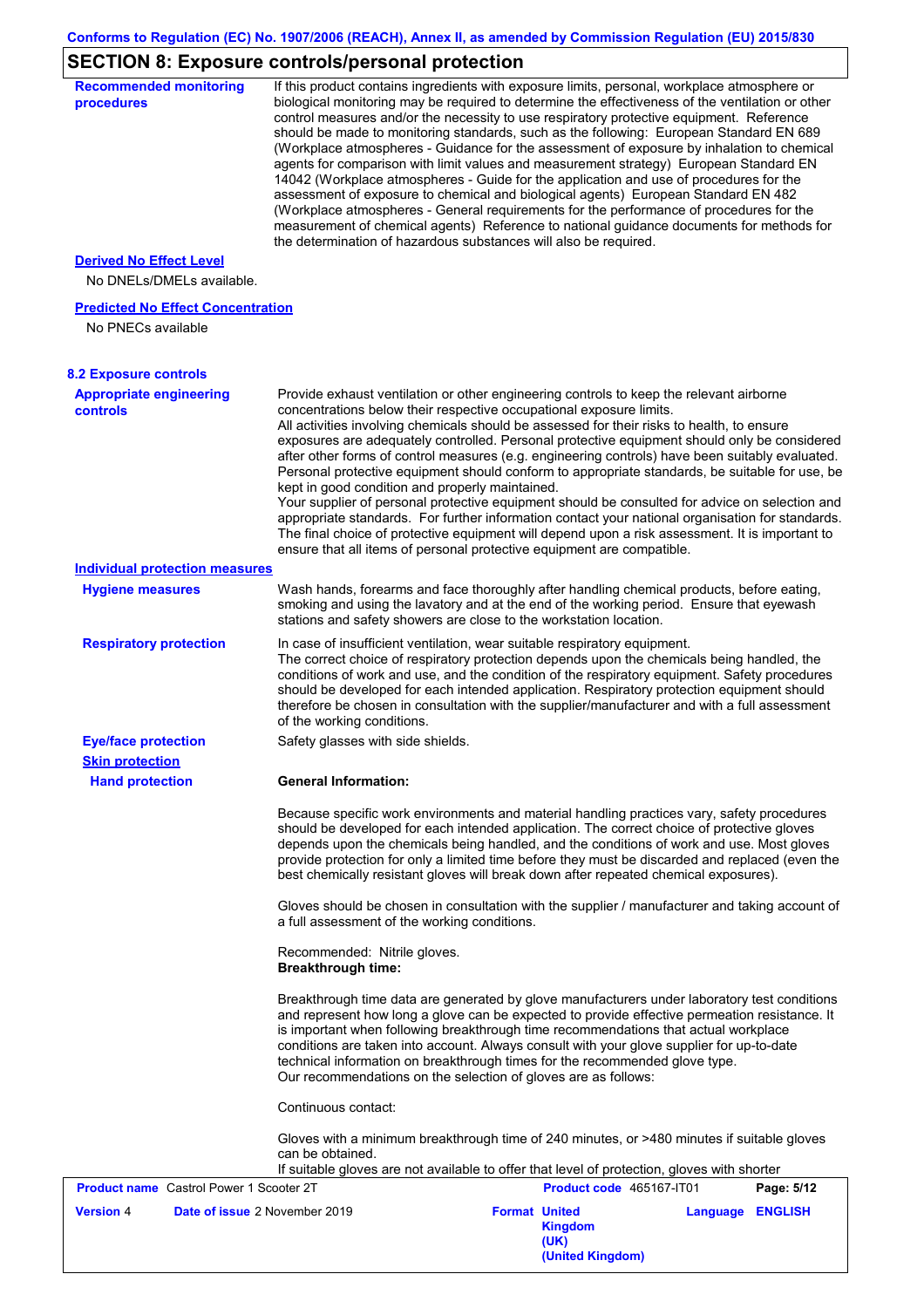## SECTION 8: Exposure controls/personal protection

**Recommended monitoring procedures**

If this product contains ingredients with exposure limits, personal, workplace atmosphere or biological monitoring may be required to determine the effectiveness of the ventilation or other control measures and/or the necessity to use respiratory protective equipment. Reference should be made to monitoring standards, such as the following: European Standard EN 689 (Workplace atmospheres - Guidance for the assessment of exposure by inhalation to chemical agents for comparison with limit values and measurement strategy) European Standard EN 14042 (Workplace atmospheres - Guide for the application and use of procedures for the assessment of exposure to chemical and biological agents) European Standard EN 482 (Workplace atmospheres - General requirements for the performance of procedures for the measurement of chemical agents) Reference to national guidance documents for methods for the determination of hazardous substances will also be required.

**Derived No Effect Level**

No DNELs/DMELs available.

**Predicted No Effect Concentration**

No PNECs available

### 8.2 Exposure controls

**Appropriate engineering controls**

Provide exhaust ventilation or other engineering controls to keep the relevant airborne concentrations below their respective occupational exposure limits.
All activities involving chemicals should be assessed for their risks to health, to ensure exposures are adequately controlled. Personal protective equipment should only be considered after other forms of control measures (e.g. engineering controls) have been suitably evaluated. Personal protective equipment should conform to appropriate standards, be suitable for use, be kept in good condition and properly maintained.
Your supplier of personal protective equipment should be consulted for advice on selection and appropriate standards. For further information contact your national organisation for standards. The final choice of protective equipment will depend upon a risk assessment. It is important to ensure that all items of personal protective equipment are compatible.

**Individual protection measures**

**Hygiene measures**

Wash hands, forearms and face thoroughly after handling chemical products, before eating, smoking and using the lavatory and at the end of the working period. Ensure that eyewash stations and safety showers are close to the workstation location.

**Respiratory protection**

In case of insufficient ventilation, wear suitable respiratory equipment.
The correct choice of respiratory protection depends upon the chemicals being handled, the conditions of work and use, and the condition of the respiratory equipment. Safety procedures should be developed for each intended application. Respiratory protection equipment should therefore be chosen in consultation with the supplier/manufacturer and with a full assessment of the working conditions.

**Eye/face protection**

Safety glasses with side shields.

**Skin protection**

**Hand protection**

**General Information:**

Because specific work environments and material handling practices vary, safety procedures should be developed for each intended application. The correct choice of protective gloves depends upon the chemicals being handled, and the conditions of work and use. Most gloves provide protection for only a limited time before they must be discarded and replaced (even the best chemically resistant gloves will break down after repeated chemical exposures).

Gloves should be chosen in consultation with the supplier / manufacturer and taking account of a full assessment of the working conditions.

Recommended: Nitrile gloves.
**Breakthrough time:**

Breakthrough time data are generated by glove manufacturers under laboratory test conditions and represent how long a glove can be expected to provide effective permeation resistance. It is important when following breakthrough time recommendations that actual workplace conditions are taken into account. Always consult with your glove supplier for up-to-date technical information on breakthrough times for the recommended glove type.
Our recommendations on the selection of gloves are as follows:

Continuous contact:

Gloves with a minimum breakthrough time of 240 minutes, or >480 minutes if suitable gloves can be obtained.
If suitable gloves are not available to offer that level of protection, gloves with shorter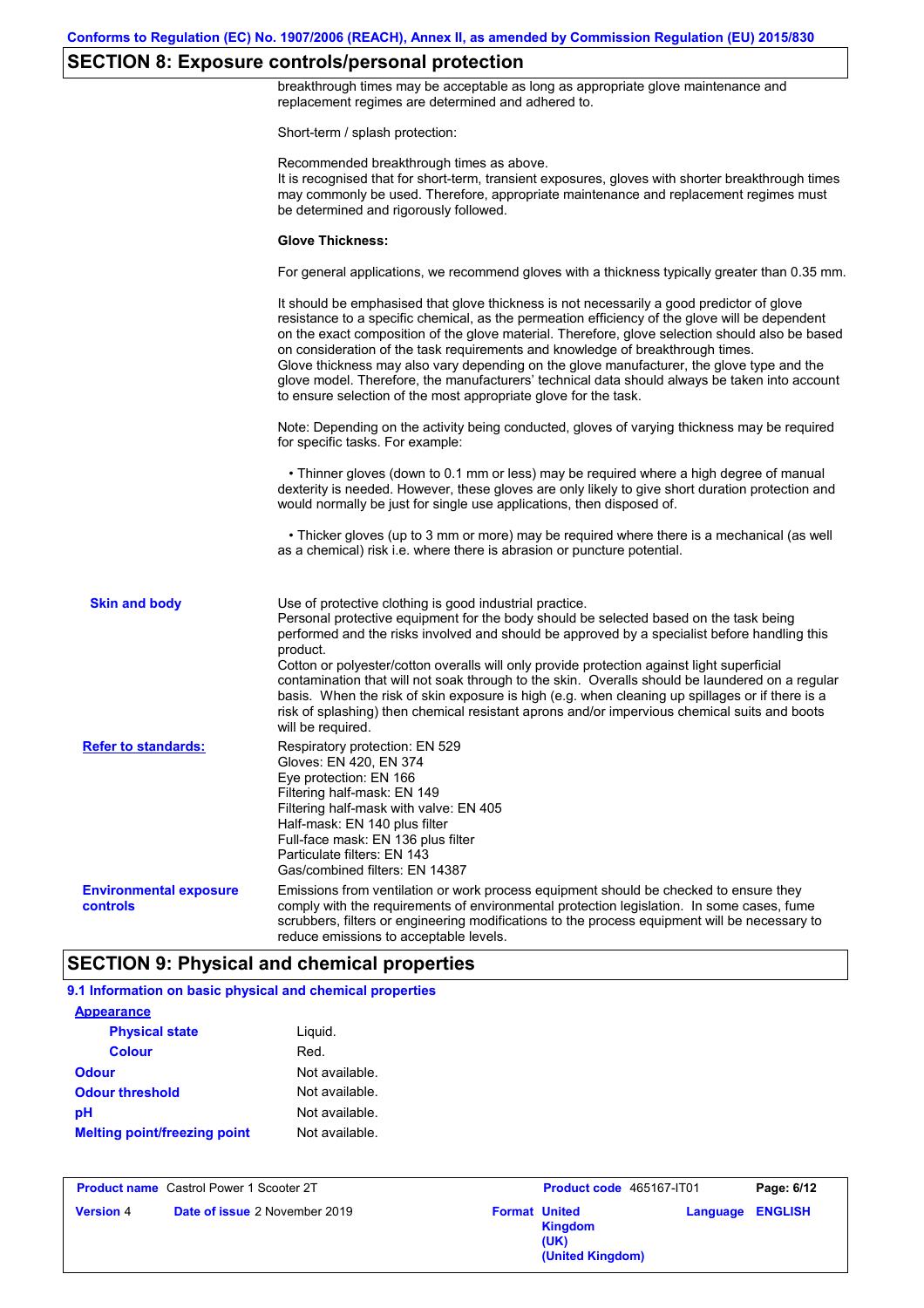## SECTION 8: Exposure controls/personal protection

breakthrough times may be acceptable as long as appropriate glove maintenance and replacement regimes are determined and adhered to.

Short-term / splash protection:

Recommended breakthrough times as above.
It is recognised that for short-term, transient exposures, gloves with shorter breakthrough times may commonly be used. Therefore, appropriate maintenance and replacement regimes must be determined and rigorously followed.

**Glove Thickness:**

For general applications, we recommend gloves with a thickness typically greater than 0.35 mm.

It should be emphasised that glove thickness is not necessarily a good predictor of glove resistance to a specific chemical, as the permeation efficiency of the glove will be dependent on the exact composition of the glove material. Therefore, glove selection should also be based on consideration of the task requirements and knowledge of breakthrough times.
Glove thickness may also vary depending on the glove manufacturer, the glove type and the glove model. Therefore, the manufacturers' technical data should always be taken into account to ensure selection of the most appropriate glove for the task.

Note: Depending on the activity being conducted, gloves of varying thickness may be required for specific tasks. For example:

• Thinner gloves (down to 0.1 mm or less) may be required where a high degree of manual dexterity is needed. However, these gloves are only likely to give short duration protection and would normally be just for single use applications, then disposed of.

• Thicker gloves (up to 3 mm or more) may be required where there is a mechanical (as well as a chemical) risk i.e. where there is abrasion or puncture potential.

**Skin and body**

Use of protective clothing is good industrial practice.
Personal protective equipment for the body should be selected based on the task being performed and the risks involved and should be approved by a specialist before handling this product.
Cotton or polyester/cotton overalls will only provide protection against light superficial contamination that will not soak through to the skin. Overalls should be laundered on a regular basis. When the risk of skin exposure is high (e.g. when cleaning up spillages or if there is a risk of splashing) then chemical resistant aprons and/or impervious chemical suits and boots will be required.

**Refer to standards:**

Respiratory protection: EN 529
Gloves: EN 420, EN 374
Eye protection: EN 166
Filtering half-mask: EN 149
Filtering half-mask with valve: EN 405
Half-mask: EN 140 plus filter
Full-face mask: EN 136 plus filter
Particulate filters: EN 143
Gas/combined filters: EN 14387

**Environmental exposure controls**

Emissions from ventilation or work process equipment should be checked to ensure they comply with the requirements of environmental protection legislation. In some cases, fume scrubbers, filters or engineering modifications to the process equipment will be necessary to reduce emissions to acceptable levels.

## SECTION 9: Physical and chemical properties

### 9.1 Information on basic physical and chemical properties

**Appearance**

| | |
|---|---|
| **Physical state** | Liquid. |
| **Colour** | Red. |
| **Odour** | Not available. |
| **Odour threshold** | Not available. |
| **pH** | Not available. |
| **Melting point/freezing point** | Not available. |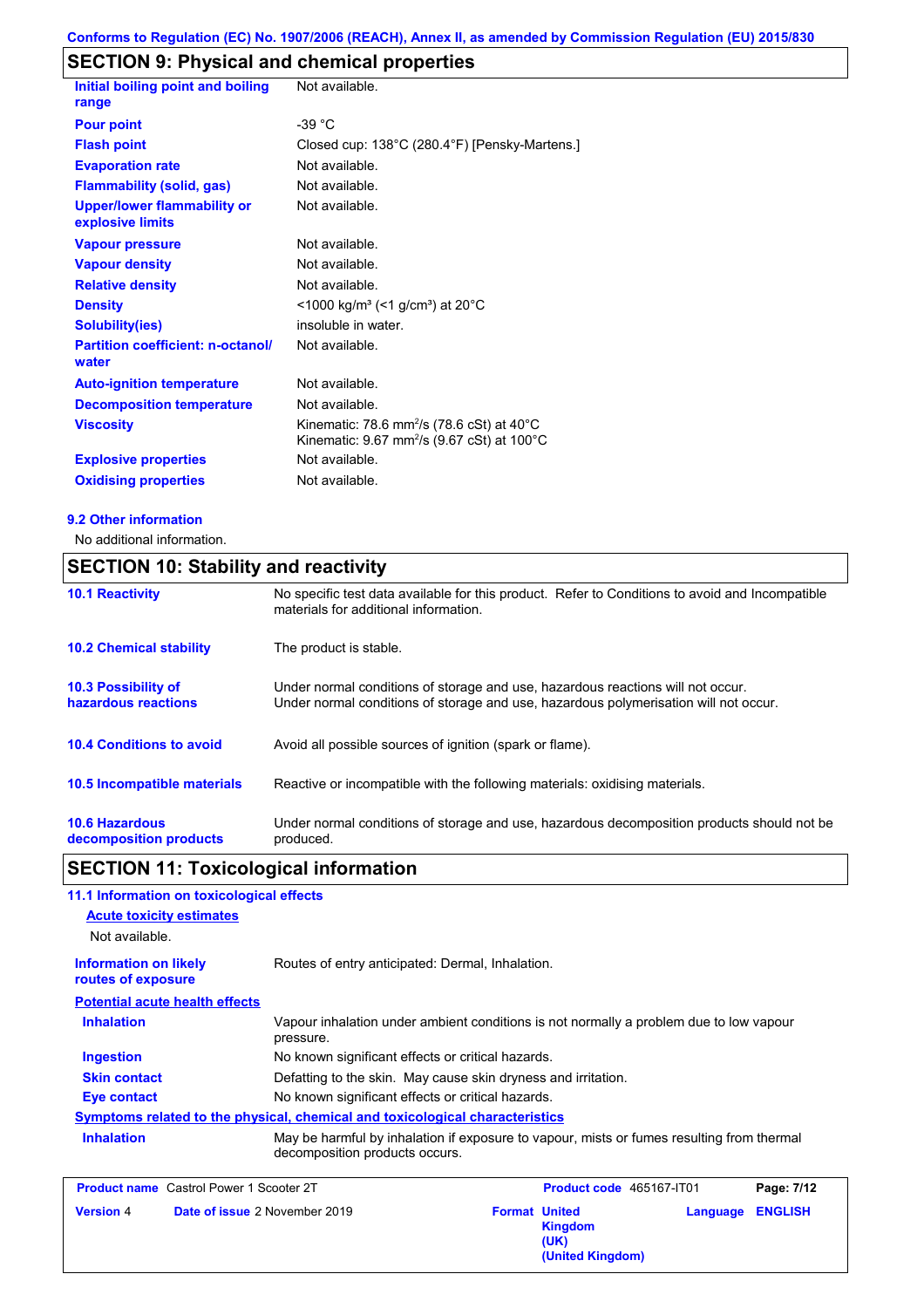## SECTION 9: Physical and chemical properties

| Property | Value |
|---|---|
| **Initial boiling point and boiling range** | Not available. |
| **Pour point** | -39 °C |
| **Flash point** | Closed cup: 138°C (280.4°F) [Pensky-Martens.] |
| **Evaporation rate** | Not available. |
| **Flammability (solid, gas)** | Not available. |
| **Upper/lower flammability or explosive limits** | Not available. |
| **Vapour pressure** | Not available. |
| **Vapour density** | Not available. |
| **Relative density** | Not available. |
| **Density** | <1000 kg/m³ (<1 g/cm³) at 20°C |
| **Solubility(ies)** | insoluble in water. |
| **Partition coefficient: n-octanol/ water** | Not available. |
| **Auto-ignition temperature** | Not available. |
| **Decomposition temperature** | Not available. |
| **Viscosity** | Kinematic: 78.6 $mm^2/s$ (78.6 cSt) at 40°C<br>Kinematic: 9.67 $mm^2/s$ (9.67 cSt) at 100°C |
| **Explosive properties** | Not available. |
| **Oxidising properties** | Not available. |

### 9.2 Other information

No additional information.

## SECTION 10: Stability and reactivity

**10.1 Reactivity**
No specific test data available for this product. Refer to Conditions to avoid and Incompatible materials for additional information.

**10.2 Chemical stability**
The product is stable.

**10.3 Possibility of hazardous reactions**
Under normal conditions of storage and use, hazardous reactions will not occur.
Under normal conditions of storage and use, hazardous polymerisation will not occur.

**10.4 Conditions to avoid**
Avoid all possible sources of ignition (spark or flame).

**10.5 Incompatible materials**
Reactive or incompatible with the following materials: oxidising materials.

**10.6 Hazardous decomposition products**
Under normal conditions of storage and use, hazardous decomposition products should not be produced.

## SECTION 11: Toxicological information

### 11.1 Information on toxicological effects

**Acute toxicity estimates**

Not available.

**Information on likely routes of exposure**
Routes of entry anticipated: Dermal, Inhalation.

**Potential acute health effects**

- **Inhalation**: Vapour inhalation under ambient conditions is not normally a problem due to low vapour pressure.
- **Ingestion**: No known significant effects or critical hazards.
- **Skin contact**: Defatting to the skin. May cause skin dryness and irritation.
- **Eye contact**: No known significant effects or critical hazards.

**Symptoms related to the physical, chemical and toxicological characteristics**

- **Inhalation**: May be harmful by inhalation if exposure to vapour, mists or fumes resulting from thermal decomposition products occurs.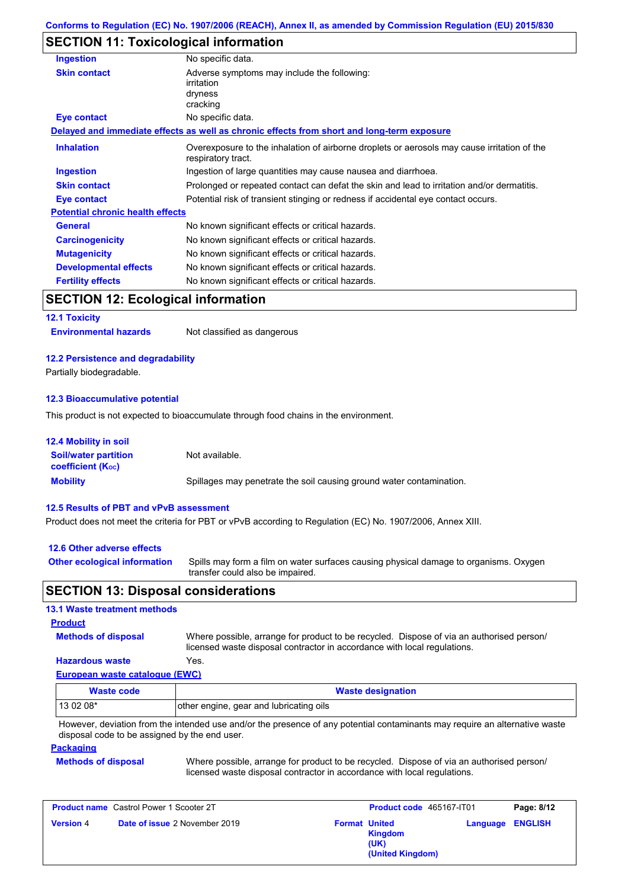## SECTION 11: Toxicological information

| | |
|---|---|
| **Ingestion** | No specific data. |
| **Skin contact** | Adverse symptoms may include the following: irritation dryness cracking |
| **Eye contact** | No specific data. |

**Delayed and immediate effects as well as chronic effects from short and long-term exposure**

| | |
|---|---|
| **Inhalation** | Overexposure to the inhalation of airborne droplets or aerosols may cause irritation of the respiratory tract. |
| **Ingestion** | Ingestion of large quantities may cause nausea and diarrhoea. |
| **Skin contact** | Prolonged or repeated contact can defat the skin and lead to irritation and/or dermatitis. |
| **Eye contact** | Potential risk of transient stinging or redness if accidental eye contact occurs. |

**Potential chronic health effects**

| | |
|---|---|
| **General** | No known significant effects or critical hazards. |
| **Carcinogenicity** | No known significant effects or critical hazards. |
| **Mutagenicity** | No known significant effects or critical hazards. |
| **Developmental effects** | No known significant effects or critical hazards. |
| **Fertility effects** | No known significant effects or critical hazards. |

## SECTION 12: Ecological information

### 12.1 Toxicity

**Environmental hazards** Not classified as dangerous

### 12.2 Persistence and degradability

Partially biodegradable.

### 12.3 Bioaccumulative potential

This product is not expected to bioaccumulate through food chains in the environment.

### 12.4 Mobility in soil

| | |
|---|---|
| **Soil/water partition coefficient ($K_{OC}$)** | Not available. |
| **Mobility** | Spillages may penetrate the soil causing ground water contamination. |

### 12.5 Results of PBT and vPvB assessment

Product does not meet the criteria for PBT or vPvB according to Regulation (EC) No. 1907/2006, Annex XIII.

### 12.6 Other adverse effects

**Other ecological information** Spills may form a film on water surfaces causing physical damage to organisms. Oxygen transfer could also be impaired.

## SECTION 13: Disposal considerations

### 13.1 Waste treatment methods

**Product**

| | |
|---|---|
| **Methods of disposal** | Where possible, arrange for product to be recycled. Dispose of via an authorised person/ licensed waste disposal contractor in accordance with local regulations. |
| **Hazardous waste** | Yes. |

**European waste catalogue (EWC)**

| Waste code | Waste designation |
|---|---|
| 13 02 08* | other engine, gear and lubricating oils |

However, deviation from the intended use and/or the presence of any potential contaminants may require an alternative waste disposal code to be assigned by the end user.

**Packaging**

**Methods of disposal** Where possible, arrange for product to be recycled. Dispose of via an authorised person/ licensed waste disposal contractor in accordance with local regulations.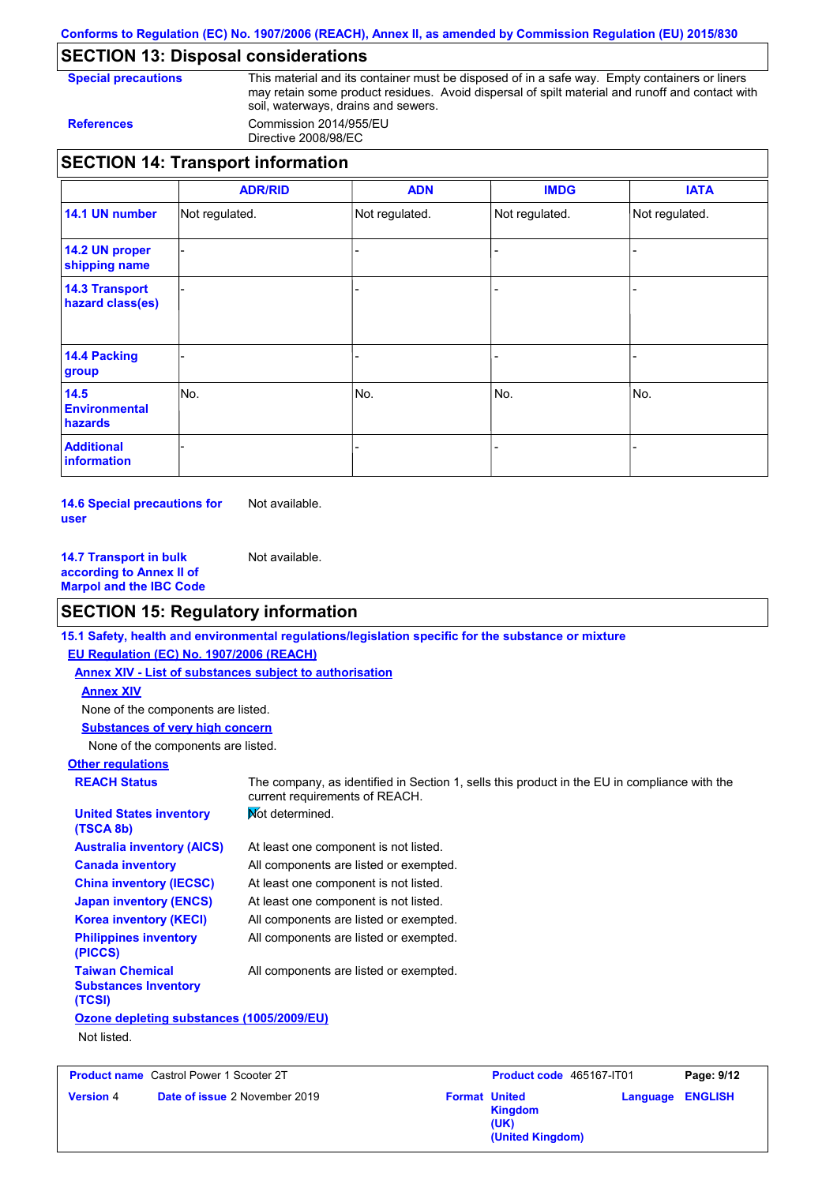Conforms to Regulation (EC) No. 1907/2006 (REACH), Annex II, as amended by Commission Regulation (EU) 2015/830

## SECTION 13: Disposal considerations

**Special precautions**: This material and its container must be disposed of in a safe way. Empty containers or liners may retain some product residues. Avoid dispersal of spilt material and runoff and contact with soil, waterways, drains and sewers.

**References**: Commission 2014/955/EU
Directive 2008/98/EC

## SECTION 14: Transport information

| | ADR/RID | ADN | IMDG | IATA |
|---|---|---|---|---|
| **14.1 UN number** | Not regulated. | Not regulated. | Not regulated. | Not regulated. |
| **14.2 UN proper shipping name** | - | - | - | - |
| **14.3 Transport hazard class(es)** | - | - | - | - |
| **14.4 Packing group** | - | - | - | - |
| **14.5 Environmental hazards** | No. | No. | No. | No. |
| **Additional information** | - | - | - | - |

**14.6 Special precautions for user**: Not available.

**14.7 Transport in bulk according to Annex II of Marpol and the IBC Code**: Not available.

## SECTION 15: Regulatory information

**15.1 Safety, health and environmental regulations/legislation specific for the substance or mixture**

**EU Regulation (EC) No. 1907/2006 (REACH)**

**Annex XIV - List of substances subject to authorisation**

**Annex XIV**

None of the components are listed.

**Substances of very high concern**

None of the components are listed.

**Other regulations**

**REACH Status**: The company, as identified in Section 1, sells this product in the EU in compliance with the current requirements of REACH.

**United States inventory (TSCA 8b)**: Not determined.

**Australia inventory (AICS)**: At least one component is not listed.

**Canada inventory**: All components are listed or exempted.

**China inventory (IECSC)**: At least one component is not listed.

**Japan inventory (ENCS)**: At least one component is not listed.

**Korea inventory (KECI)**: All components are listed or exempted.

**Philippines inventory (PICCS)**: All components are listed or exempted.

**Taiwan Chemical Substances Inventory (TCSI)**: All components are listed or exempted.

**Ozone depleting substances (1005/2009/EU)**

Not listed.

| **Product name** Castrol Power 1 Scooter 2T | **Product code** 465167-IT01 | **Page:** 9/12 |
|---|---|---|
| **Version** 4 **Date of issue** 2 November 2019 | **Format** United Kingdom (UK) (United Kingdom) | **Language** ENGLISH |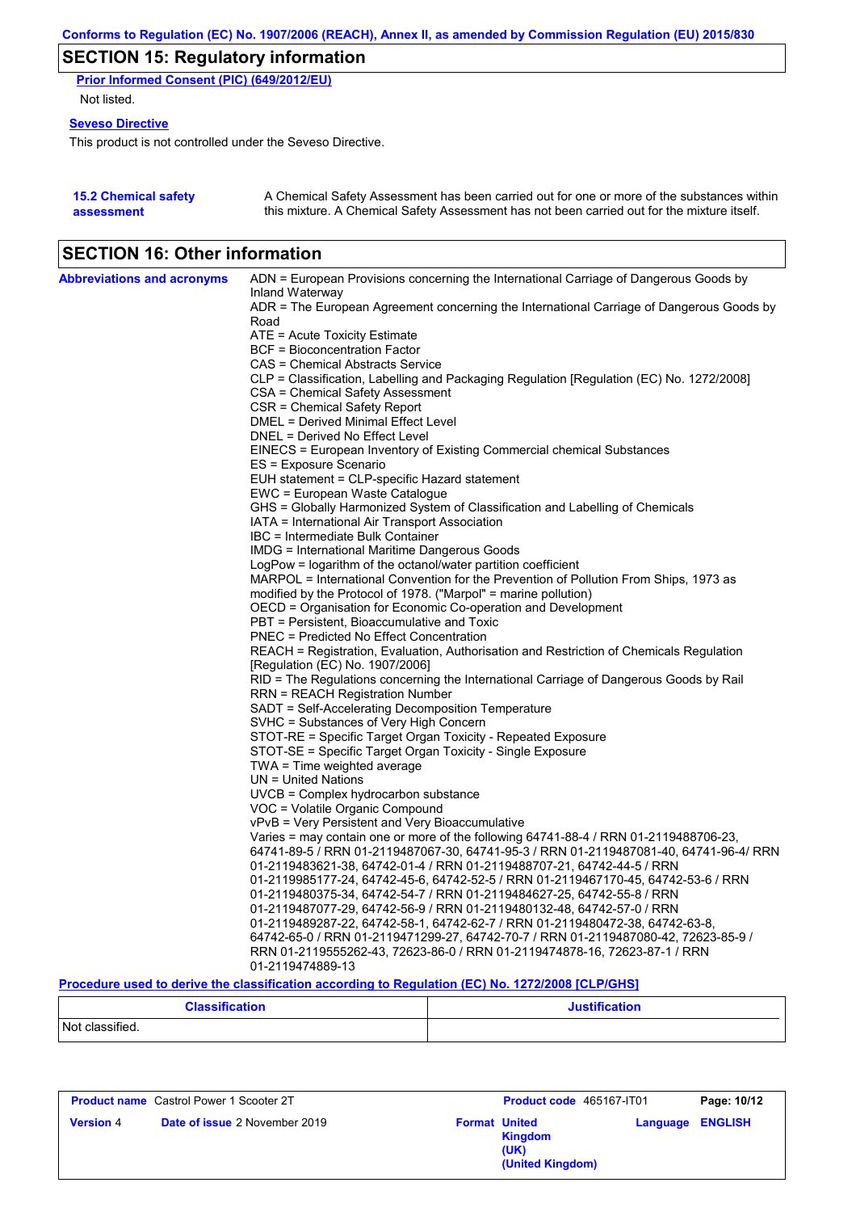## SECTION 15: Regulatory information

**Prior Informed Consent (PIC) (649/2012/EU)**

Not listed.

**Seveso Directive**

This product is not controlled under the Seveso Directive.

**15.2 Chemical safety assessment**

A Chemical Safety Assessment has been carried out for one or more of the substances within this mixture. A Chemical Safety Assessment has not been carried out for the mixture itself.

## SECTION 16: Other information

**Abbreviations and acronyms**

ADN = European Provisions concerning the International Carriage of Dangerous Goods by Inland Waterway
ADR = The European Agreement concerning the International Carriage of Dangerous Goods by Road
ATE = Acute Toxicity Estimate
BCF = Bioconcentration Factor
CAS = Chemical Abstracts Service
CLP = Classification, Labelling and Packaging Regulation [Regulation (EC) No. 1272/2008]
CSA = Chemical Safety Assessment
CSR = Chemical Safety Report
DMEL = Derived Minimal Effect Level
DNEL = Derived No Effect Level
EINECS = European Inventory of Existing Commercial chemical Substances
ES = Exposure Scenario
EUH statement = CLP-specific Hazard statement
EWC = European Waste Catalogue
GHS = Globally Harmonized System of Classification and Labelling of Chemicals
IATA = International Air Transport Association
IBC = Intermediate Bulk Container
IMDG = International Maritime Dangerous Goods
LogPow = logarithm of the octanol/water partition coefficient
MARPOL = International Convention for the Prevention of Pollution From Ships, 1973 as modified by the Protocol of 1978. ("Marpol" = marine pollution)
OECD = Organisation for Economic Co-operation and Development
PBT = Persistent, Bioaccumulative and Toxic
PNEC = Predicted No Effect Concentration
REACH = Registration, Evaluation, Authorisation and Restriction of Chemicals Regulation [Regulation (EC) No. 1907/2006]
RID = The Regulations concerning the International Carriage of Dangerous Goods by Rail
RRN = REACH Registration Number
SADT = Self-Accelerating Decomposition Temperature
SVHC = Substances of Very High Concern
STOT-RE = Specific Target Organ Toxicity - Repeated Exposure
STOT-SE = Specific Target Organ Toxicity - Single Exposure
TWA = Time weighted average
UN = United Nations
UVCB = Complex hydrocarbon substance
VOC = Volatile Organic Compound
vPvB = Very Persistent and Very Bioaccumulative
Varies = may contain one or more of the following 64741-88-4 / RRN 01-2119488706-23, 64741-89-5 / RRN 01-2119487067-30, 64741-95-3 / RRN 01-2119487081-40, 64741-96-4/ RRN 01-2119483621-38, 64742-01-4 / RRN 01-2119488707-21, 64742-44-5 / RRN 01-2119985177-24, 64742-45-6, 64742-52-5 / RRN 01-2119467170-45, 64742-53-6 / RRN 01-2119480375-34, 64742-54-7 / RRN 01-2119484627-25, 64742-55-8 / RRN 01-2119487077-29, 64742-56-9 / RRN 01-2119480132-48, 64742-57-0 / RRN 01-2119489287-22, 64742-58-1, 64742-62-7 / RRN 01-2119480472-38, 64742-63-8, 64742-65-0 / RRN 01-2119471299-27, 64742-70-7 / RRN 01-2119487080-42, 72623-85-9 / RRN 01-2119555262-43, 72623-86-0 / RRN 01-2119474878-16, 72623-87-1 / RRN 01-2119474889-13

**Procedure used to derive the classification according to Regulation (EC) No. 1272/2008 [CLP/GHS]**

| Classification | Justification |
|---|---|
| Not classified. | |

| **Product name** Castrol Power 1 Scooter 2T | **Product code** 465167-IT01 | |
|---|---|---|
| **Version** 4 **Date of issue** 2 November 2019 | **Format** United Kingdom (UK) (United Kingdom) | **Language** ENGLISH |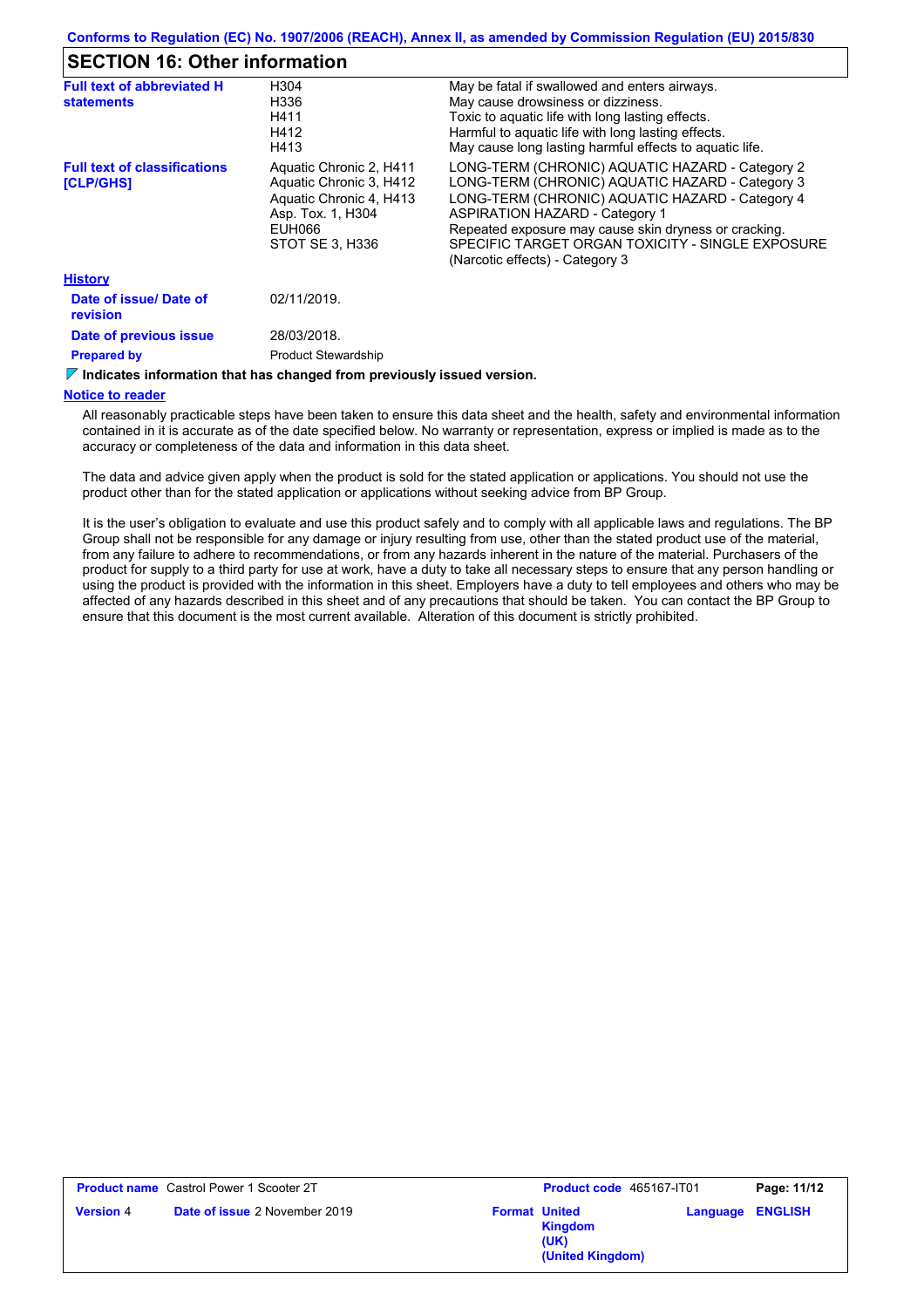## SECTION 16: Other information

| | | |
|---|---|---|
| **Full text of abbreviated H statements** | H304 | May be fatal if swallowed and enters airways. |
| | H336 | May cause drowsiness or dizziness. |
| | H411 | Toxic to aquatic life with long lasting effects. |
| | H412 | Harmful to aquatic life with long lasting effects. |
| | H413 | May cause long lasting harmful effects to aquatic life. |
| **Full text of classifications [CLP/GHS]** | Aquatic Chronic 2, H411 | LONG-TERM (CHRONIC) AQUATIC HAZARD - Category 2 |
| | Aquatic Chronic 3, H412 | LONG-TERM (CHRONIC) AQUATIC HAZARD - Category 3 |
| | Aquatic Chronic 4, H413 | LONG-TERM (CHRONIC) AQUATIC HAZARD - Category 4 |
| | Asp. Tox. 1, H304 | ASPIRATION HAZARD - Category 1 |
| | EUH066 | Repeated exposure may cause skin dryness or cracking. |
| | STOT SE 3, H336 | SPECIFIC TARGET ORGAN TOXICITY - SINGLE EXPOSURE (Narcotic effects) - Category 3 |

**History**

| | |
|---|---|
| **Date of issue/ Date of revision** | 02/11/2019. |
| **Date of previous issue** | 28/03/2018. |
| **Prepared by** | Product Stewardship |

**Indicates information that has changed from previously issued version.**

**Notice to reader**

All reasonably practicable steps have been taken to ensure this data sheet and the health, safety and environmental information contained in it is accurate as of the date specified below. No warranty or representation, express or implied is made as to the accuracy or completeness of the data and information in this data sheet.

The data and advice given apply when the product is sold for the stated application or applications. You should not use the product other than for the stated application or applications without seeking advice from BP Group.

It is the user's obligation to evaluate and use this product safely and to comply with all applicable laws and regulations. The BP Group shall not be responsible for any damage or injury resulting from use, other than the stated product use of the material, from any failure to adhere to recommendations, or from any hazards inherent in the nature of the material. Purchasers of the product for supply to a third party for use at work, have a duty to take all necessary steps to ensure that any person handling or using the product is provided with the information in this sheet. Employers have a duty to tell employees and others who may be affected of any hazards described in this sheet and of any precautions that should be taken. You can contact the BP Group to ensure that this document is the most current available. Alteration of this document is strictly prohibited.